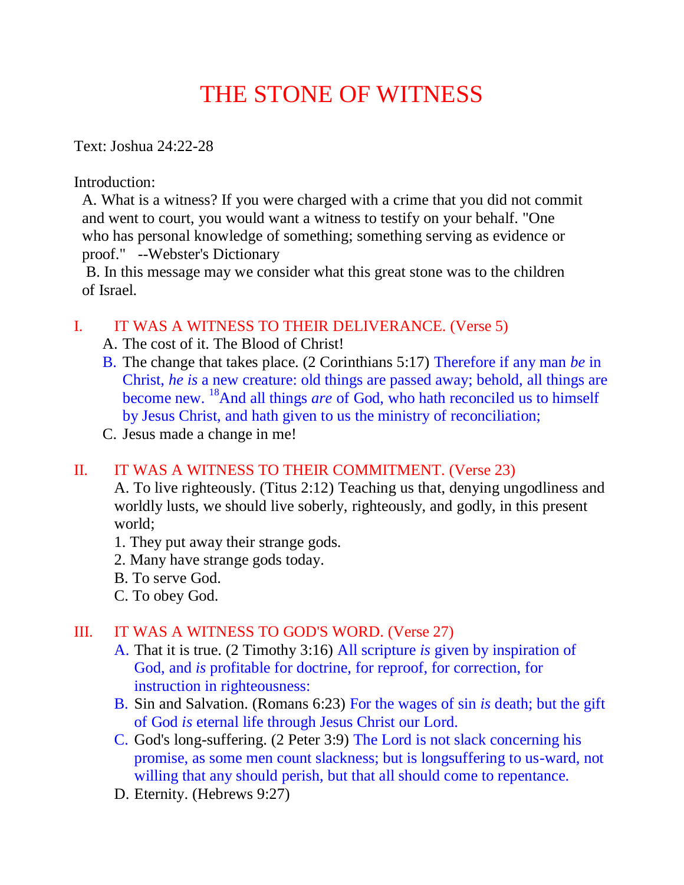# THE STONE OF WITNESS

Text: Joshua 24:22-28

Introduction:

A. What is a witness? If you were charged with a crime that you did not commit and went to court, you would want a witness to testify on your behalf. "One who has personal knowledge of something; something serving as evidence or proof." --Webster's Dictionary

B. In this message may we consider what this great stone was to the children of Israel.

## I. IT WAS A WITNESS TO THEIR DELIVERANCE. (Verse 5)

A. The cost of it. The Blood of Christ!

B. The change that takes place. (2 Corinthians 5:17) Therefore if any man *be* in Christ, *he is* a new creature: old things are passed away; behold, all things are become new. [18]And all things *are* of God, who hath reconciled us to himself by Jesus Christ, and hath given to us the ministry of reconciliation;

C. Jesus made a change in me!

## II. IT WAS A WITNESS TO THEIR COMMITMENT. (Verse 23)

A. To live righteously. (Titus 2:12) Teaching us that, denying ungodliness and worldly lusts, we should live soberly, righteously, and godly, in this present world;

1. They put away their strange gods.
2. Many have strange gods today.

B. To serve God.

C. To obey God.

## III. IT WAS A WITNESS TO GOD'S WORD. (Verse 27)

A. That it is true. (2 Timothy 3:16) All scripture *is* given by inspiration of God, and *is* profitable for doctrine, for reproof, for correction, for instruction in righteousness:

B. Sin and Salvation. (Romans 6:23) For the wages of sin *is* death; but the gift of God *is* eternal life through Jesus Christ our Lord.

C. God's long-suffering. (2 Peter 3:9) The Lord is not slack concerning his promise, as some men count slackness; but is longsuffering to us-ward, not willing that any should perish, but that all should come to repentance.

D. Eternity. (Hebrews 9:27)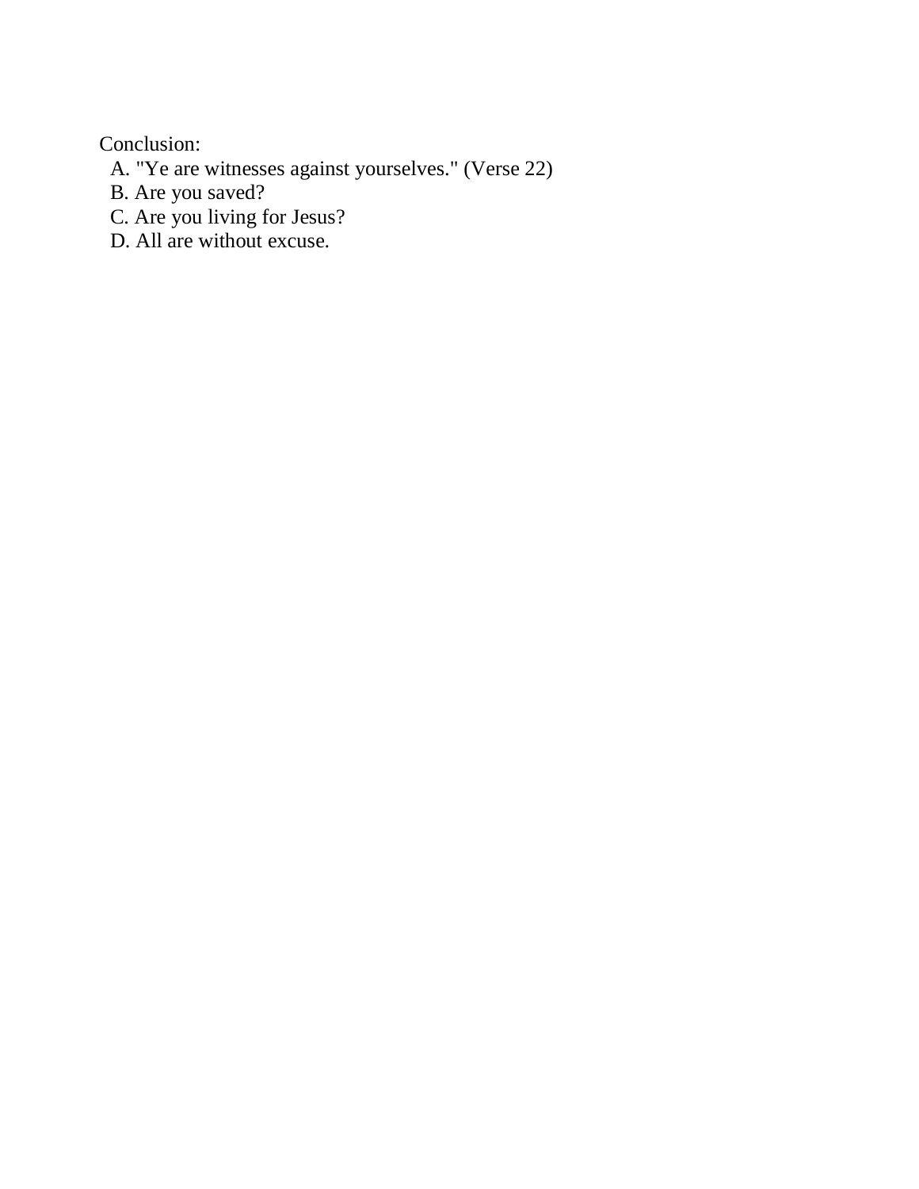Conclusion:

A. "Ye are witnesses against yourselves." (Verse 22)
B. Are you saved?
C. Are you living for Jesus?
D. All are without excuse.